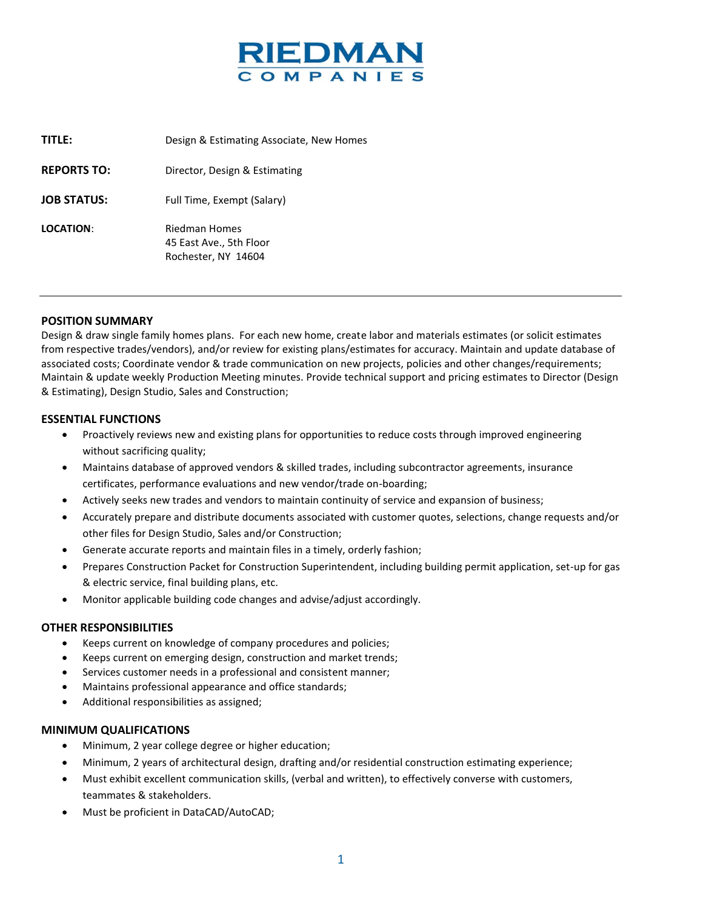# RIEDMAN COMPANIES

| | |
|---|---|
| **TITLE:** | Design & Estimating Associate, New Homes |
| **REPORTS TO:** | Director, Design & Estimating |
| **JOB STATUS:** | Full Time, Exempt (Salary) |
| **LOCATION:** | Riedman Homes<br>45 East Ave., 5th Floor<br>Rochester, NY 14604 |

---

## POSITION SUMMARY

Design & draw single family homes plans. For each new home, create labor and materials estimates (or solicit estimates from respective trades/vendors), and/or review for existing plans/estimates for accuracy. Maintain and update database of associated costs; Coordinate vendor & trade communication on new projects, policies and other changes/requirements; Maintain & update weekly Production Meeting minutes. Provide technical support and pricing estimates to Director (Design & Estimating), Design Studio, Sales and Construction;

## ESSENTIAL FUNCTIONS

- Proactively reviews new and existing plans for opportunities to reduce costs through improved engineering without sacrificing quality;
- Maintains database of approved vendors & skilled trades, including subcontractor agreements, insurance certificates, performance evaluations and new vendor/trade on-boarding;
- Actively seeks new trades and vendors to maintain continuity of service and expansion of business;
- Accurately prepare and distribute documents associated with customer quotes, selections, change requests and/or other files for Design Studio, Sales and/or Construction;
- Generate accurate reports and maintain files in a timely, orderly fashion;
- Prepares Construction Packet for Construction Superintendent, including building permit application, set-up for gas & electric service, final building plans, etc.
- Monitor applicable building code changes and advise/adjust accordingly.

## OTHER RESPONSIBILITIES

- Keeps current on knowledge of company procedures and policies;
- Keeps current on emerging design, construction and market trends;
- Services customer needs in a professional and consistent manner;
- Maintains professional appearance and office standards;
- Additional responsibilities as assigned;

## MINIMUM QUALIFICATIONS

- Minimum, 2 year college degree or higher education;
- Minimum, 2 years of architectural design, drafting and/or residential construction estimating experience;
- Must exhibit excellent communication skills, (verbal and written), to effectively converse with customers, teammates & stakeholders.
- Must be proficient in DataCAD/AutoCAD;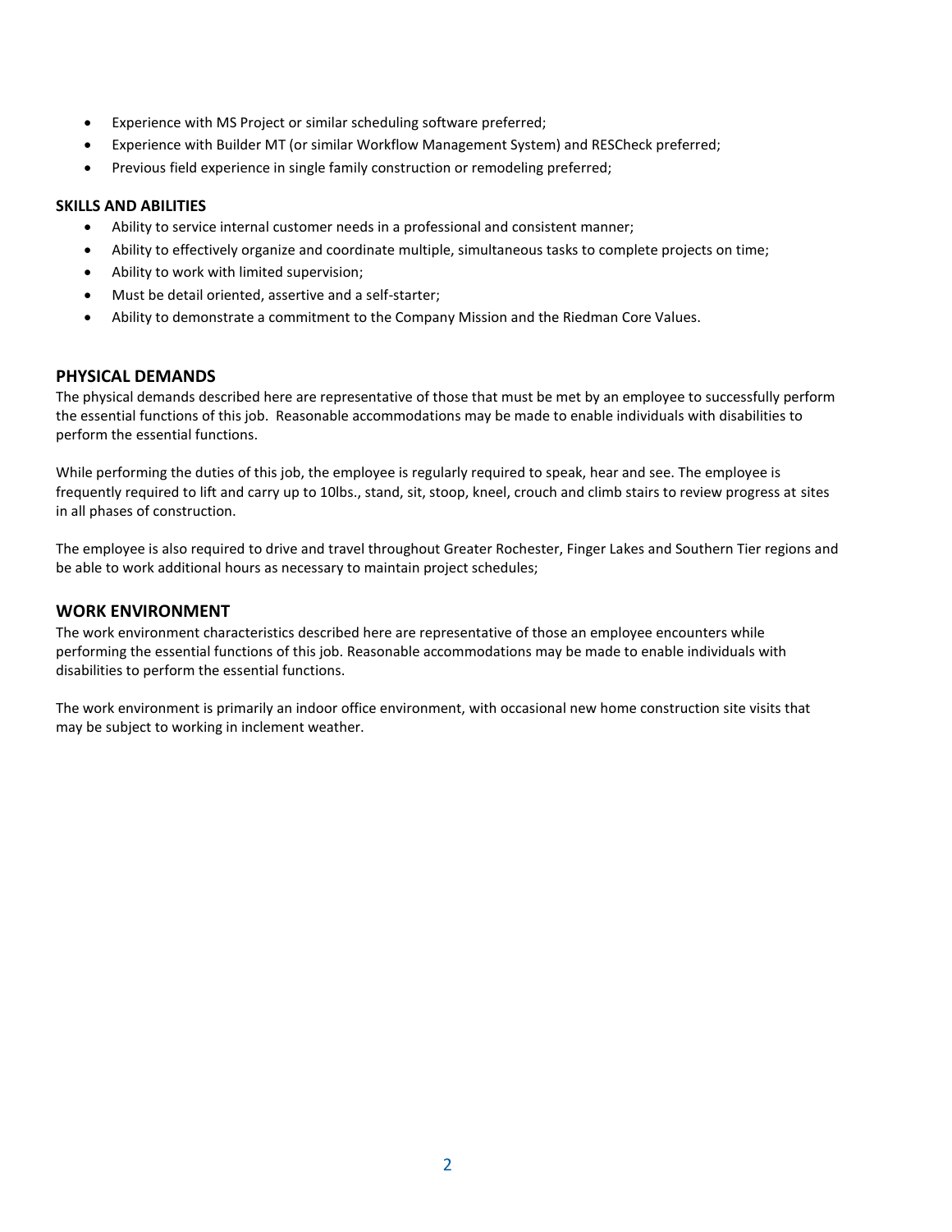- Experience with MS Project or similar scheduling software preferred;
- Experience with Builder MT (or similar Workflow Management System) and RESCheck preferred;
- Previous field experience in single family construction or remodeling preferred;

**SKILLS AND ABILITIES**

- Ability to service internal customer needs in a professional and consistent manner;
- Ability to effectively organize and coordinate multiple, simultaneous tasks to complete projects on time;
- Ability to work with limited supervision;
- Must be detail oriented, assertive and a self-starter;
- Ability to demonstrate a commitment to the Company Mission and the Riedman Core Values.

## PHYSICAL DEMANDS

The physical demands described here are representative of those that must be met by an employee to successfully perform the essential functions of this job. Reasonable accommodations may be made to enable individuals with disabilities to perform the essential functions.

While performing the duties of this job, the employee is regularly required to speak, hear and see. The employee is frequently required to lift and carry up to 10lbs., stand, sit, stoop, kneel, crouch and climb stairs to review progress at sites in all phases of construction.

The employee is also required to drive and travel throughout Greater Rochester, Finger Lakes and Southern Tier regions and be able to work additional hours as necessary to maintain project schedules;

## WORK ENVIRONMENT

The work environment characteristics described here are representative of those an employee encounters while performing the essential functions of this job. Reasonable accommodations may be made to enable individuals with disabilities to perform the essential functions.

The work environment is primarily an indoor office environment, with occasional new home construction site visits that may be subject to working in inclement weather.